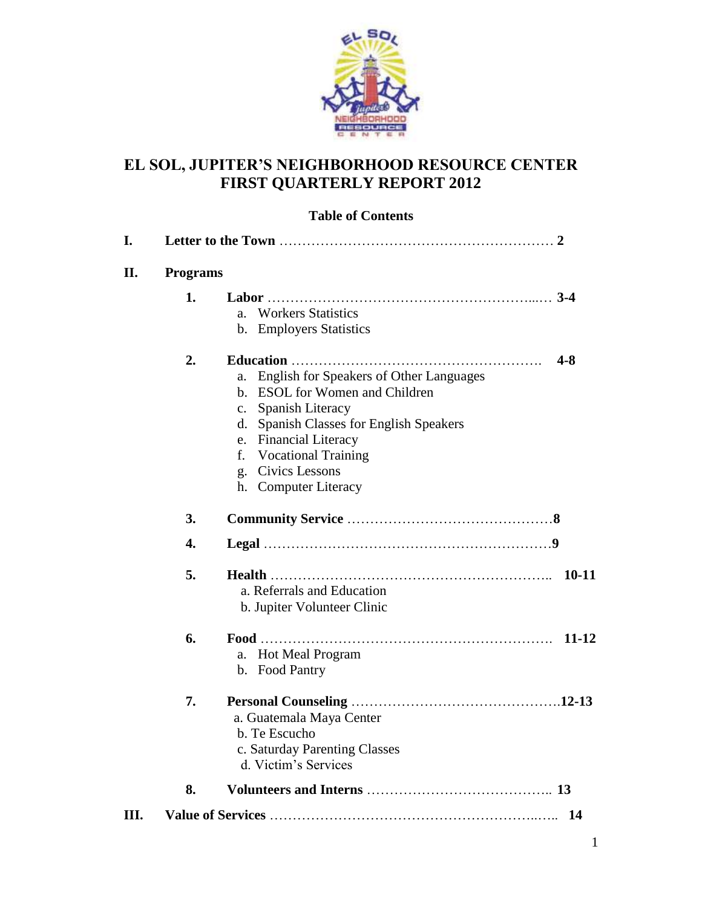# EL SOL, JUPITER'S NEIGHBORHOOD RESOURCE CENTER
# FIRST QUARTERLY REPORT 2012

## Table of Contents

**I. Letter to the Town** …… **2**

**II. Programs**

1. **Labor** …… **3-4**
   a. Workers Statistics
   b. Employers Statistics

2. **Education** …… **4-8**
   a. English for Speakers of Other Languages
   b. ESOL for Women and Children
   c. Spanish Literacy
   d. Spanish Classes for English Speakers
   e. Financial Literacy
   f. Vocational Training
   g. Civics Lessons
   h. Computer Literacy

3. **Community Service** …… **8**

4. **Legal** …… **9**

5. **Health** …… **10-11**
   a. Referrals and Education
   b. Jupiter Volunteer Clinic

6. **Food** …… **11-12**
   a. Hot Meal Program
   b. Food Pantry

7. **Personal Counseling** …… **12-13**
   a. Guatemala Maya Center
   b. Te Escucho
   c. Saturday Parenting Classes
   d. Victim's Services

8. **Volunteers and Interns** …… **13**

**III. Value of Services** …… **14**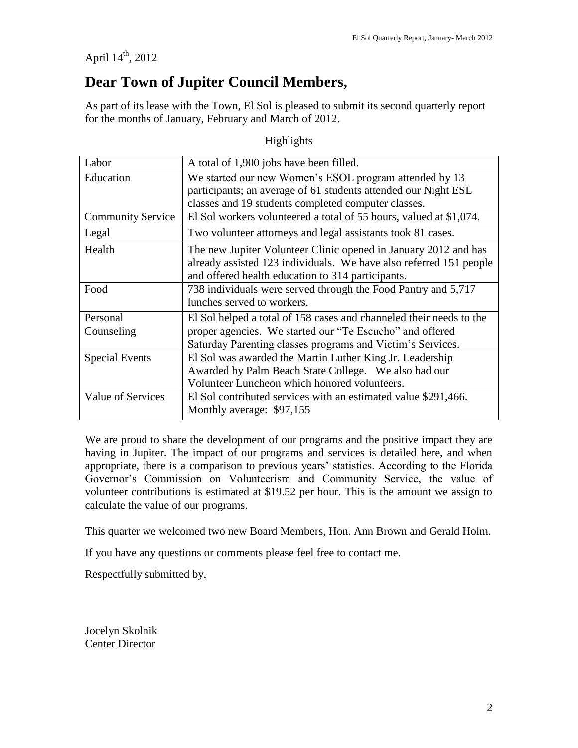April 14th, 2012

# Dear Town of Jupiter Council Members,

As part of its lease with the Town, El Sol is pleased to submit its second quarterly report for the months of January, February and March of 2012.

Highlights

| Labor | A total of 1,900 jobs have been filled. |
|---|---|
| Education | We started our new Women's ESOL program attended by 13 participants; an average of 61 students attended our Night ESL classes and 19 students completed computer classes. |
| Community Service | El Sol workers volunteered a total of 55 hours, valued at $1,074. |
| Legal | Two volunteer attorneys and legal assistants took 81 cases. |
| Health | The new Jupiter Volunteer Clinic opened in January 2012 and has already assisted 123 individuals. We have also referred 151 people and offered health education to 314 participants. |
| Food | 738 individuals were served through the Food Pantry and 5,717 lunches served to workers. |
| Personal Counseling | El Sol helped a total of 158 cases and channeled their needs to the proper agencies. We started our "Te Escucho" and offered Saturday Parenting classes programs and Victim's Services. |
| Special Events | El Sol was awarded the Martin Luther King Jr. Leadership Awarded by Palm Beach State College. We also had our Volunteer Luncheon which honored volunteers. |
| Value of Services | El Sol contributed services with an estimated value $291,466. Monthly average: $97,155 |

We are proud to share the development of our programs and the positive impact they are having in Jupiter. The impact of our programs and services is detailed here, and when appropriate, there is a comparison to previous years' statistics. According to the Florida Governor's Commission on Volunteerism and Community Service, the value of volunteer contributions is estimated at $19.52 per hour. This is the amount we assign to calculate the value of our programs.

This quarter we welcomed two new Board Members, Hon. Ann Brown and Gerald Holm.

If you have any questions or comments please feel free to contact me.

Respectfully submitted by,

Jocelyn Skolnik
Center Director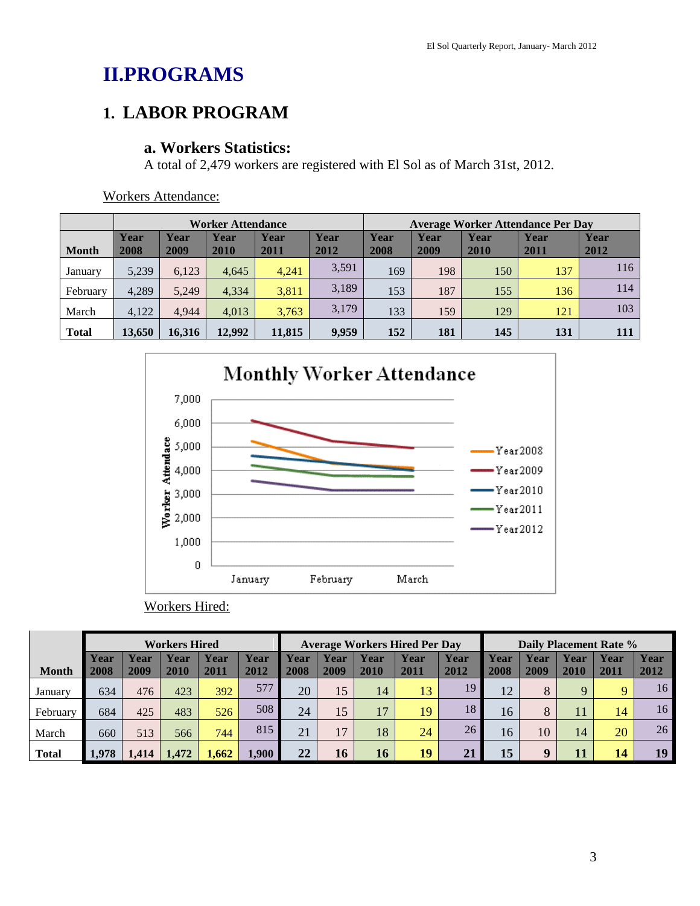# II.PROGRAMS

## 1. LABOR PROGRAM

### a. Workers Statistics:

A total of 2,479 workers are registered with El Sol as of March 31st, 2012.

Workers Attendance:

| | Worker Attendance | | | | | Average Worker Attendance Per Day | | | | |
|---|---|---|---|---|---|---|---|---|---|---|
| **Month** | **Year 2008** | **Year 2009** | **Year 2010** | **Year 2011** | **Year 2012** | **Year 2008** | **Year 2009** | **Year 2010** | **Year 2011** | **Year 2012** |
| January | 5,239 | 6,123 | 4,645 | 4,241 | 3,591 | 169 | 198 | 150 | 137 | 116 |
| February | 4,289 | 5,249 | 4,334 | 3,811 | 3,189 | 153 | 187 | 155 | 136 | 114 |
| March | 4,122 | 4,944 | 4,013 | 3,763 | 3,179 | 133 | 159 | 129 | 121 | 103 |
| **Total** | **13,650** | **16,316** | **12,992** | **11,815** | **9,959** | **152** | **181** | **145** | **131** | **111** |

Workers Hired:

| | Workers Hired | | | | | Average Workers Hired Per Day | | | | | Daily Placement Rate % | | | | |
|---|---|---|---|---|---|---|---|---|---|---|---|---|---|---|---|
| **Month** | **Year 2008** | **Year 2009** | **Year 2010** | **Year 2011** | **Year 2012** | **Year 2008** | **Year 2009** | **Year 2010** | **Year 2011** | **Year 2012** | **Year 2008** | **Year 2009** | **Year 2010** | **Year 2011** | **Year 2012** |
| January | 634 | 476 | 423 | 392 | 577 | 20 | 15 | 14 | 13 | 19 | 12 | 8 | 9 | 9 | 16 |
| February | 684 | 425 | 483 | 526 | 508 | 24 | 15 | 17 | 19 | 18 | 16 | 8 | 11 | 14 | 16 |
| March | 660 | 513 | 566 | 744 | 815 | 21 | 17 | 18 | 24 | 26 | 16 | 10 | 14 | 20 | 26 |
| **Total** | **1,978** | **1,414** | **1,472** | **1,662** | **1,900** | **22** | **16** | **16** | **19** | **21** | **15** | **9** | **11** | **14** | **19** |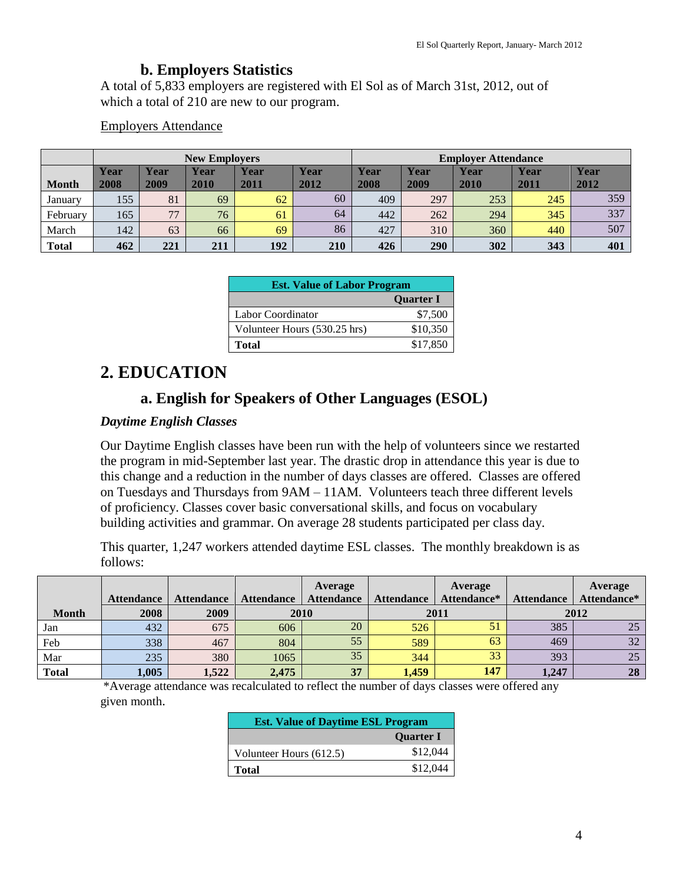### b. Employers Statistics

A total of 5,833 employers are registered with El Sol as of March 31st, 2012, out of which a total of 210 are new to our program.

Employers Attendance

| | New Employers | | | | | Employer Attendance | | | | |
|---|---|---|---|---|---|---|---|---|---|---|
| **Month** | **Year 2008** | **Year 2009** | **Year 2010** | **Year 2011** | **Year 2012** | **Year 2008** | **Year 2009** | **Year 2010** | **Year 2011** | **Year 2012** |
| January | 155 | 81 | 69 | 62 | 60 | 409 | 297 | 253 | 245 | 359 |
| February | 165 | 77 | 76 | 61 | 64 | 442 | 262 | 294 | 345 | 337 |
| March | 142 | 63 | 66 | 69 | 86 | 427 | 310 | 360 | 440 | 507 |
| **Total** | **462** | **221** | **211** | **192** | **210** | **426** | **290** | **302** | **343** | **401** |

| Est. Value of Labor Program | |
|---|---|
| | **Quarter I** |
| Labor Coordinator | $7,500 |
| Volunteer Hours (530.25 hrs) | $10,350 |
| **Total** | $17,850 |

# 2. EDUCATION

## a. English for Speakers of Other Languages (ESOL)

***Daytime English Classes***

Our Daytime English classes have been run with the help of volunteers since we restarted the program in mid-September last year. The drastic drop in attendance this year is due to this change and a reduction in the number of days classes are offered. Classes are offered on Tuesdays and Thursdays from 9AM – 11AM. Volunteers teach three different levels of proficiency. Classes cover basic conversational skills, and focus on vocabulary building activities and grammar. On average 28 students participated per class day.

This quarter, 1,247 workers attended daytime ESL classes. The monthly breakdown is as follows:

| | Attendance | Attendance | Attendance | Average Attendance | Attendance | Average Attendance* | Attendance | Average Attendance* |
|---|---|---|---|---|---|---|---|---|
| **Month** | **2008** | **2009** | **2010** | | **2011** | | **2012** | |
| Jan | 432 | 675 | 606 | 20 | 526 | 51 | 385 | 25 |
| Feb | 338 | 467 | 804 | 55 | 589 | 63 | 469 | 32 |
| Mar | 235 | 380 | 1065 | 35 | 344 | 33 | 393 | 25 |
| **Total** | **1,005** | **1,522** | **2,475** | **37** | **1,459** | **147** | **1,247** | **28** |

*Average attendance was recalculated to reflect the number of days classes were offered any given month.

| Est. Value of Daytime ESL Program | |
|---|---|
| | **Quarter I** |
| Volunteer Hours (612.5) | $12,044 |
| **Total** | $12,044 |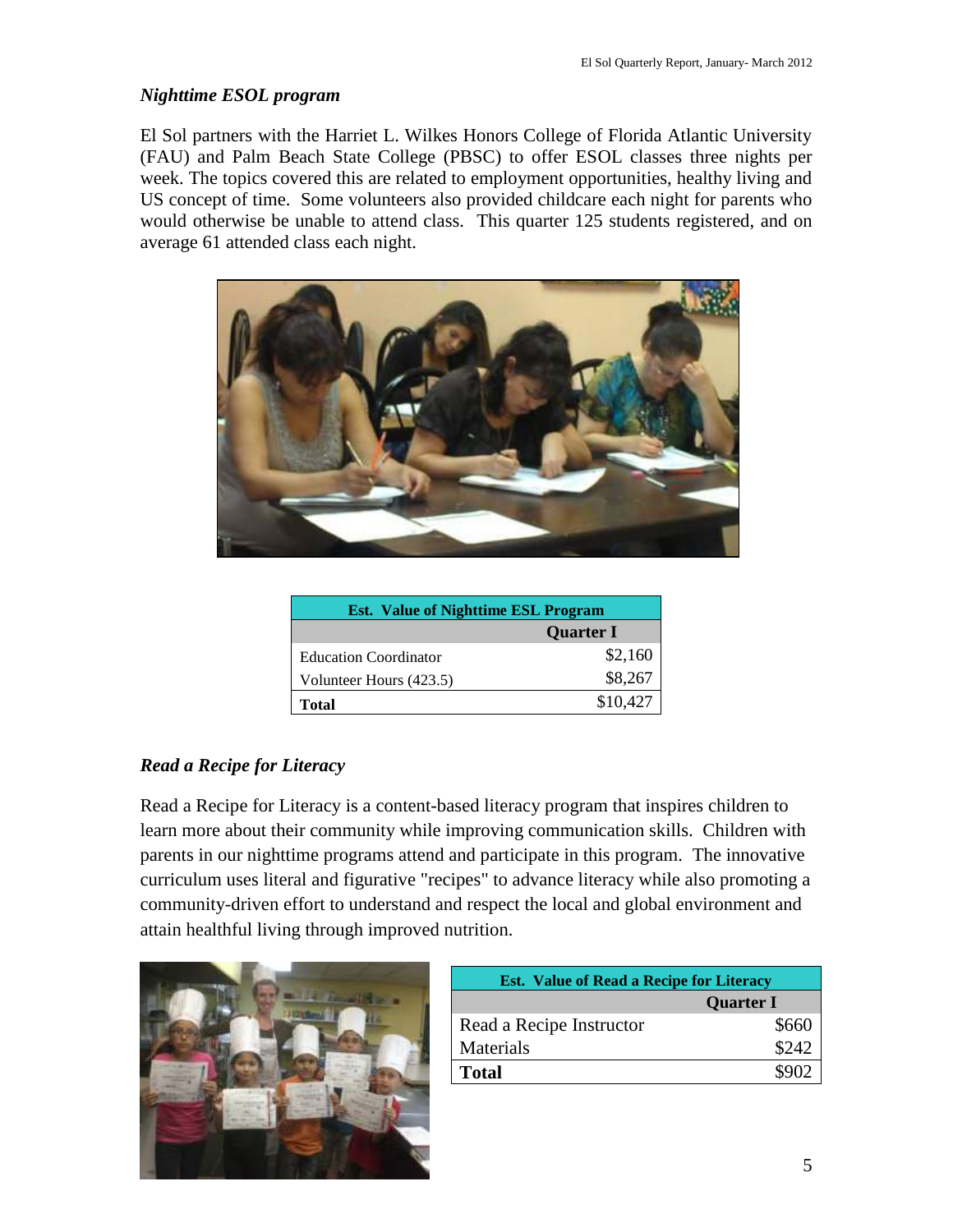### *Nighttime ESOL program*

El Sol partners with the Harriet L. Wilkes Honors College of Florida Atlantic University (FAU) and Palm Beach State College (PBSC) to offer ESOL classes three nights per week. The topics covered this are related to employment opportunities, healthy living and US concept of time. Some volunteers also provided childcare each night for parents who would otherwise be unable to attend class. This quarter 125 students registered, and on average 61 attended class each night.

| Est. Value of Nighttime ESL Program | |
|---|---|
| | **Quarter I** |
| Education Coordinator | $2,160 |
| Volunteer Hours (423.5) | $8,267 |
| **Total** | $10,427 |

### *Read a Recipe for Literacy*

Read a Recipe for Literacy is a content-based literacy program that inspires children to learn more about their community while improving communication skills. Children with parents in our nighttime programs attend and participate in this program. The innovative curriculum uses literal and figurative "recipes" to advance literacy while also promoting a community-driven effort to understand and respect the local and global environment and attain healthful living through improved nutrition.

| Est. Value of Read a Recipe for Literacy | |
|---|---|
| | **Quarter I** |
| Read a Recipe Instructor | $660 |
| Materials | $242 |
| **Total** | $902 |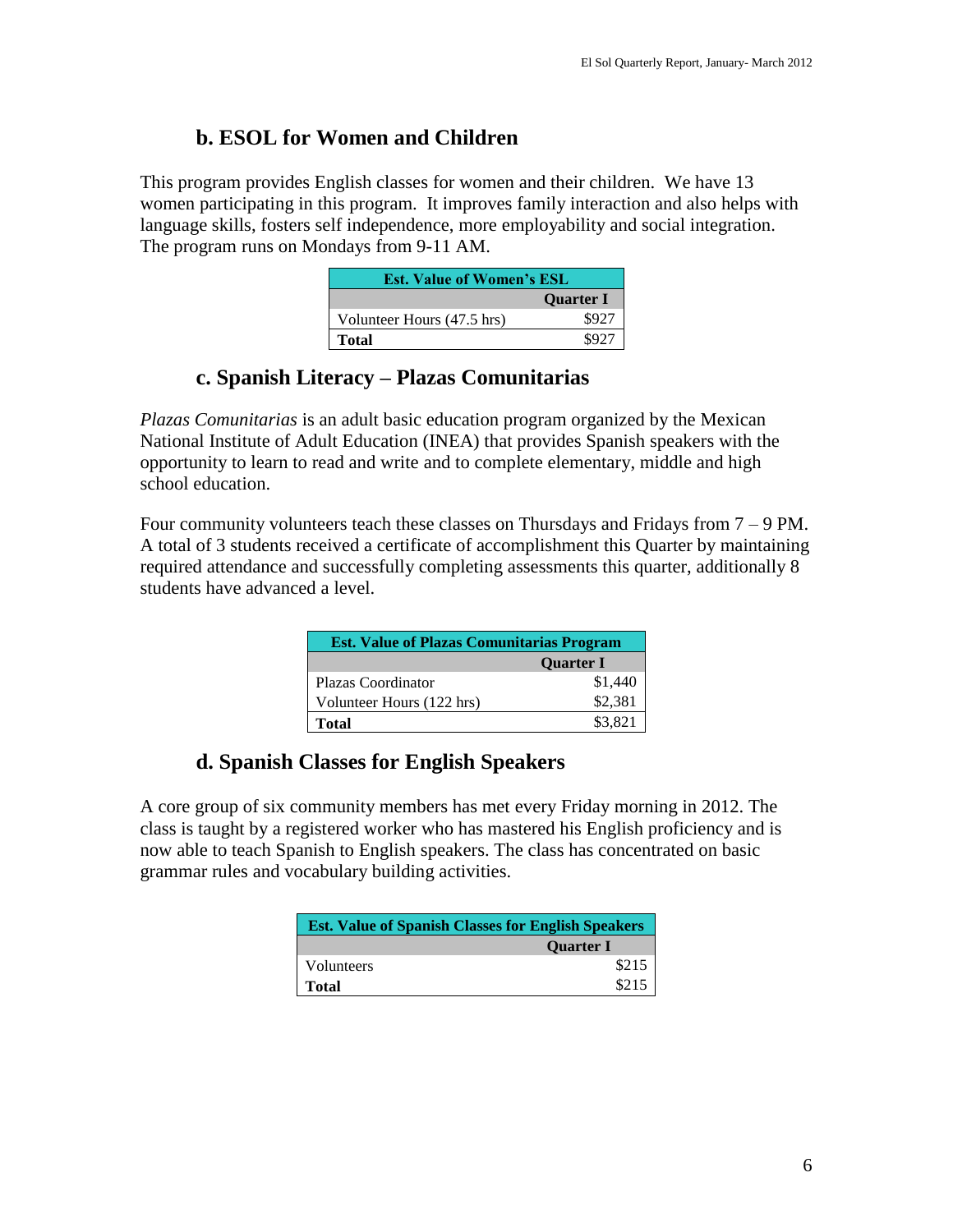### b. ESOL for Women and Children

This program provides English classes for women and their children. We have 13 women participating in this program. It improves family interaction and also helps with language skills, fosters self independence, more employability and social integration. The program runs on Mondays from 9-11 AM.

| Est. Value of Women's ESL | |
|---|---|
| | **Quarter I** |
| Volunteer Hours (47.5 hrs) | $927 |
| **Total** | $927 |

### c. Spanish Literacy – Plazas Comunitarias

*Plazas Comunitarias* is an adult basic education program organized by the Mexican National Institute of Adult Education (INEA) that provides Spanish speakers with the opportunity to learn to read and write and to complete elementary, middle and high school education.

Four community volunteers teach these classes on Thursdays and Fridays from 7 – 9 PM. A total of 3 students received a certificate of accomplishment this Quarter by maintaining required attendance and successfully completing assessments this quarter, additionally 8 students have advanced a level.

| Est. Value of Plazas Comunitarias Program | |
|---|---|
| | **Quarter I** |
| Plazas Coordinator | $1,440 |
| Volunteer Hours (122 hrs) | $2,381 |
| **Total** | $3,821 |

### d. Spanish Classes for English Speakers

A core group of six community members has met every Friday morning in 2012. The class is taught by a registered worker who has mastered his English proficiency and is now able to teach Spanish to English speakers. The class has concentrated on basic grammar rules and vocabulary building activities.

| Est. Value of Spanish Classes for English Speakers | |
|---|---|
| | **Quarter I** |
| Volunteers | $215 |
| **Total** | $215 |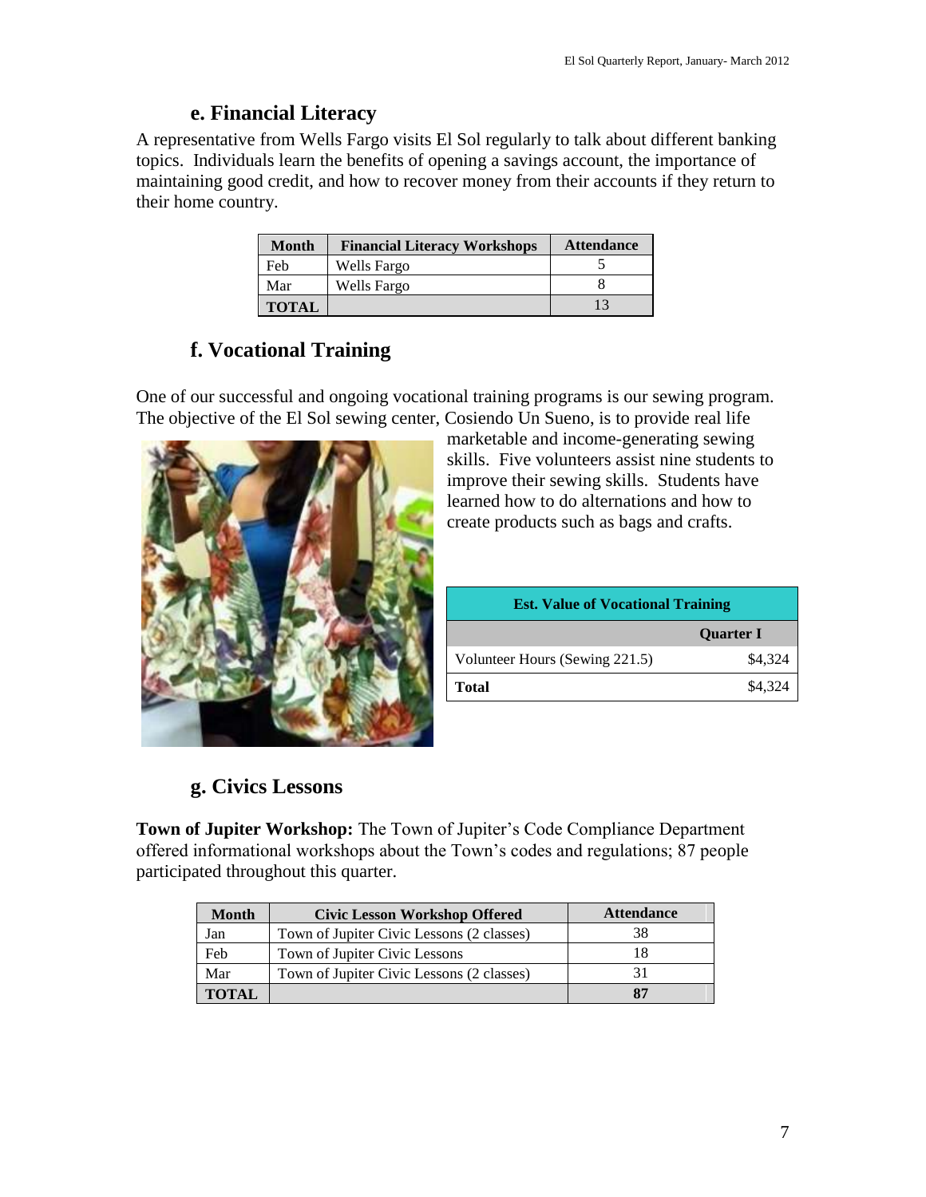### e. Financial Literacy

A representative from Wells Fargo visits El Sol regularly to talk about different banking topics. Individuals learn the benefits of opening a savings account, the importance of maintaining good credit, and how to recover money from their accounts if they return to their home country.

| Month | Financial Literacy Workshops | Attendance |
|---|---|---|
| Feb | Wells Fargo | 5 |
| Mar | Wells Fargo | 8 |
| **TOTAL** | | 13 |

### f. Vocational Training

One of our successful and ongoing vocational training programs is our sewing program. The objective of the El Sol sewing center, Cosiendo Un Sueno, is to provide real life marketable and income-generating sewing skills. Five volunteers assist nine students to improve their sewing skills. Students have learned how to do alternations and how to create products such as bags and crafts.

| Est. Value of Vocational Training | |
|---|---|
| | **Quarter I** |
| Volunteer Hours (Sewing 221.5) | $4,324 |
| **Total** | $4,324 |

### g. Civics Lessons

**Town of Jupiter Workshop:** The Town of Jupiter's Code Compliance Department offered informational workshops about the Town's codes and regulations; 87 people participated throughout this quarter.

| Month | Civic Lesson Workshop Offered | Attendance |
|---|---|---|
| Jan | Town of Jupiter Civic Lessons (2 classes) | 38 |
| Feb | Town of Jupiter Civic Lessons | 18 |
| Mar | Town of Jupiter Civic Lessons (2 classes) | 31 |
| **TOTAL** | | **87** |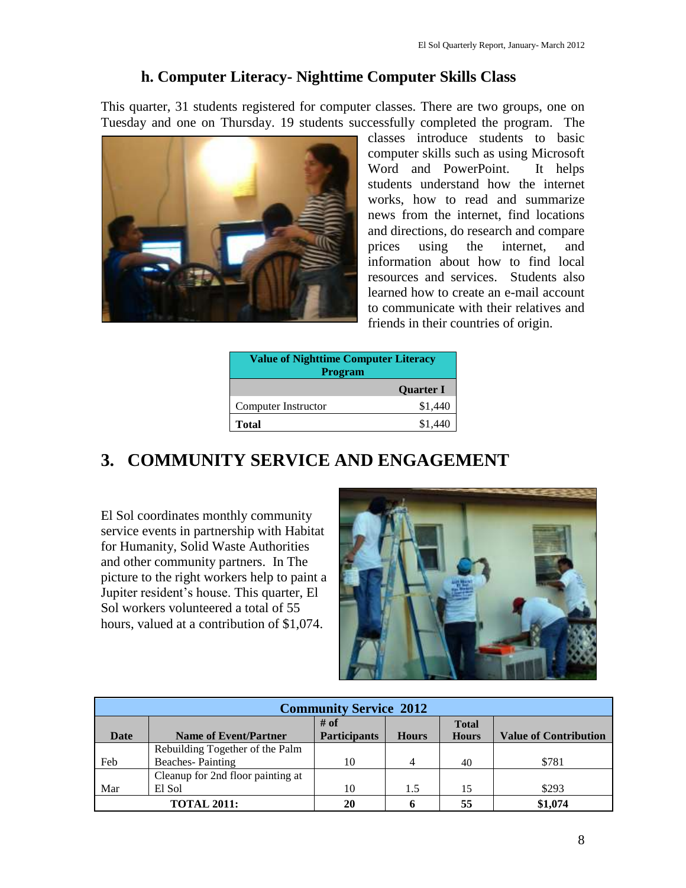### h. Computer Literacy- Nighttime Computer Skills Class

This quarter, 31 students registered for computer classes. There are two groups, one on Tuesday and one on Thursday. 19 students successfully completed the program. The classes introduce students to basic computer skills such as using Microsoft Word and PowerPoint. It helps students understand how the internet works, how to read and summarize news from the internet, find locations and directions, do research and compare prices using the internet, and information about how to find local resources and services. Students also learned how to create an e-mail account to communicate with their relatives and friends in their countries of origin.

| Value of Nighttime Computer Literacy Program | |
|---|---|
| | **Quarter I** |
| Computer Instructor | $1,440 |
| **Total** | $1,440 |

## 3. COMMUNITY SERVICE AND ENGAGEMENT

El Sol coordinates monthly community service events in partnership with Habitat for Humanity, Solid Waste Authorities and other community partners. In The picture to the right workers help to paint a Jupiter resident's house. This quarter, El Sol workers volunteered a total of 55 hours, valued at a contribution of $1,074.

| Community Service 2012 | | | | | |
|---|---|---|---|---|---|
| **Date** | **Name of Event/Partner** | **# of Participants** | **Hours** | **Total Hours** | **Value of Contribution** |
| Feb | Rebuilding Together of the Palm Beaches- Painting | 10 | 4 | 40 | $781 |
| Mar | Cleanup for 2nd floor painting at El Sol | 10 | 1.5 | 15 | $293 |
| **TOTAL 2011:** | | **20** | **6** | **55** | **$1,074** |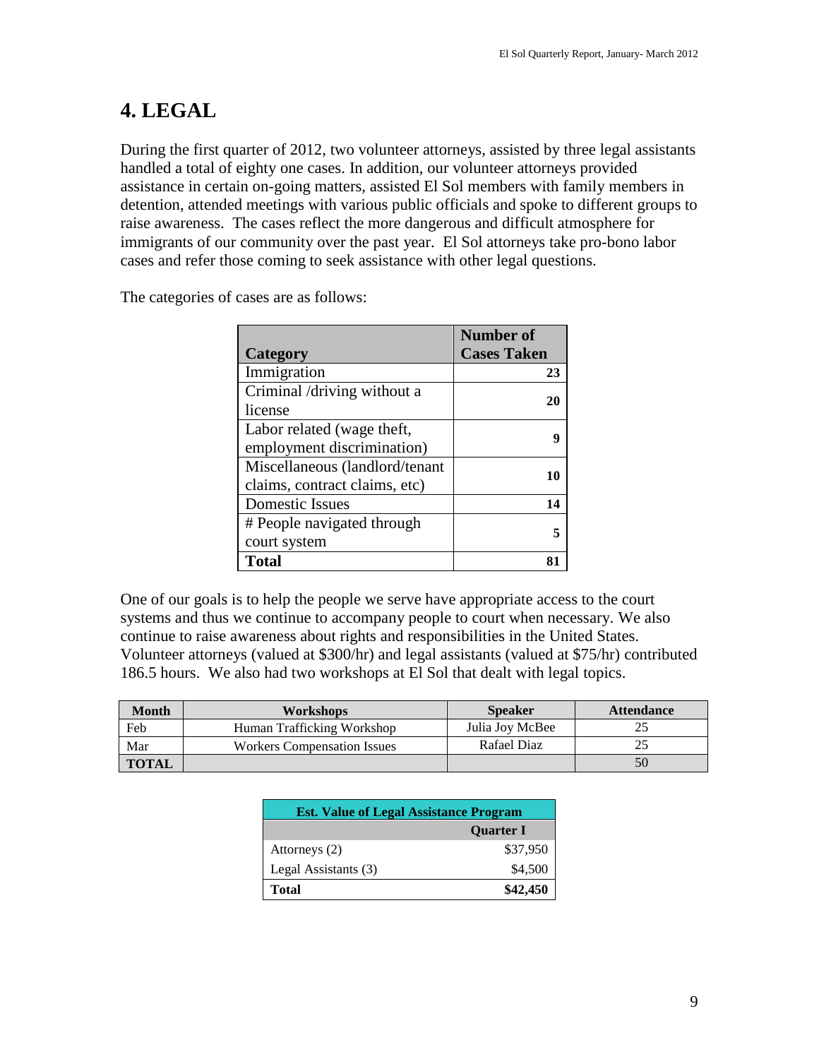# 4. LEGAL

During the first quarter of 2012, two volunteer attorneys, assisted by three legal assistants handled a total of eighty one cases. In addition, our volunteer attorneys provided assistance in certain on-going matters, assisted El Sol members with family members in detention, attended meetings with various public officials and spoke to different groups to raise awareness. The cases reflect the more dangerous and difficult atmosphere for immigrants of our community over the past year. El Sol attorneys take pro-bono labor cases and refer those coming to seek assistance with other legal questions.

The categories of cases are as follows:

| Category | Number of Cases Taken |
|---|---|
| Immigration | 23 |
| Criminal /driving without a license | 20 |
| Labor related (wage theft, employment discrimination) | 9 |
| Miscellaneous (landlord/tenant claims, contract claims, etc) | 10 |
| Domestic Issues | 14 |
| # People navigated through court system | 5 |
| **Total** | **81** |

One of our goals is to help the people we serve have appropriate access to the court systems and thus we continue to accompany people to court when necessary. We also continue to raise awareness about rights and responsibilities in the United States. Volunteer attorneys (valued at $300/hr) and legal assistants (valued at $75/hr) contributed 186.5 hours. We also had two workshops at El Sol that dealt with legal topics.

| Month | Workshops | Speaker | Attendance |
|---|---|---|---|
| Feb | Human Trafficking Workshop | Julia Joy McBee | 25 |
| Mar | Workers Compensation Issues | Rafael Diaz | 25 |
| **TOTAL** | | | 50 |

| Est. Value of Legal Assistance Program | |
|---|---|
| | **Quarter I** |
| Attorneys (2) | $37,950 |
| Legal Assistants (3) | $4,500 |
| **Total** | **$42,450** |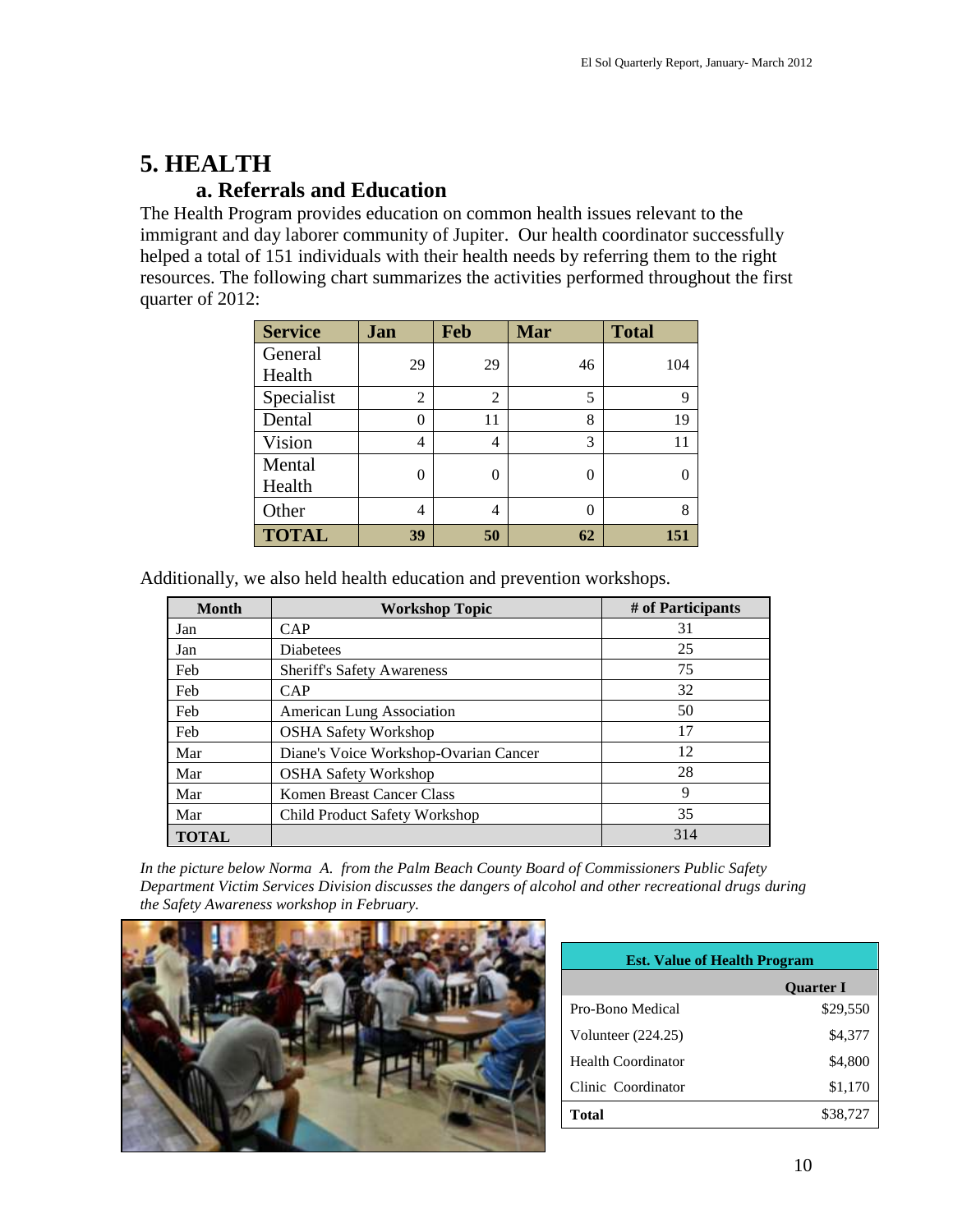# 5. HEALTH

## a. Referrals and Education

The Health Program provides education on common health issues relevant to the immigrant and day laborer community of Jupiter. Our health coordinator successfully helped a total of 151 individuals with their health needs by referring them to the right resources. The following chart summarizes the activities performed throughout the first quarter of 2012:

| Service | Jan | Feb | Mar | Total |
|---|---|---|---|---|
| General Health | 29 | 29 | 46 | 104 |
| Specialist | 2 | 2 | 5 | 9 |
| Dental | 0 | 11 | 8 | 19 |
| Vision | 4 | 4 | 3 | 11 |
| Mental Health | 0 | 0 | 0 | 0 |
| Other | 4 | 4 | 0 | 8 |
| **TOTAL** | **39** | **50** | **62** | **151** |

Additionally, we also held health education and prevention workshops.

| Month | Workshop Topic | # of Participants |
|---|---|---|
| Jan | CAP | 31 |
| Jan | Diabetees | 25 |
| Feb | Sheriff's Safety Awareness | 75 |
| Feb | CAP | 32 |
| Feb | American Lung Association | 50 |
| Feb | OSHA Safety Workshop | 17 |
| Mar | Diane's Voice Workshop-Ovarian Cancer | 12 |
| Mar | OSHA Safety Workshop | 28 |
| Mar | Komen Breast Cancer Class | 9 |
| Mar | Child Product Safety Workshop | 35 |
| **TOTAL** | | 314 |

*In the picture below Norma A. from the Palm Beach County Board of Commissioners Public Safety Department Victim Services Division discusses the dangers of alcohol and other recreational drugs during the Safety Awareness workshop in February.*

| Est. Value of Health Program | |
|---|---|
| | **Quarter I** |
| Pro-Bono Medical | $29,550 |
| Volunteer (224.25) | $4,377 |
| Health Coordinator | $4,800 |
| Clinic Coordinator | $1,170 |
| **Total** | $38,727 |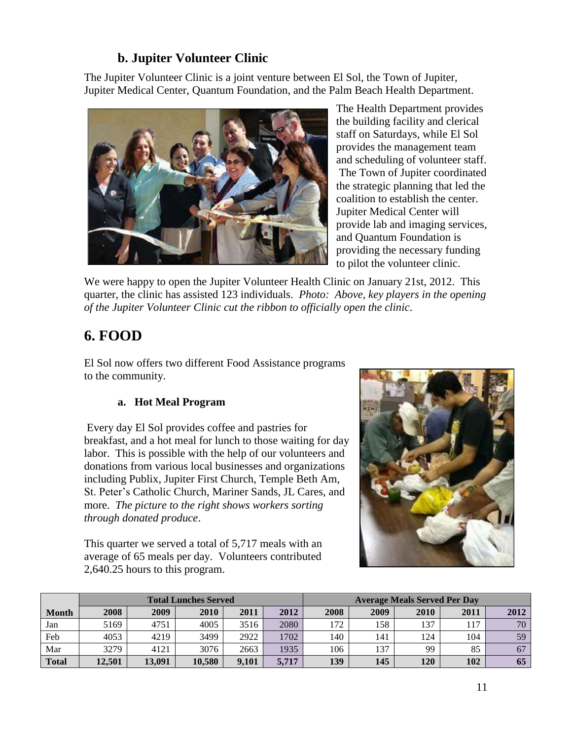### b. Jupiter Volunteer Clinic

The Jupiter Volunteer Clinic is a joint venture between El Sol, the Town of Jupiter, Jupiter Medical Center, Quantum Foundation, and the Palm Beach Health Department.

The Health Department provides the building facility and clerical staff on Saturdays, while El Sol provides the management team and scheduling of volunteer staff. The Town of Jupiter coordinated the strategic planning that led the coalition to establish the center. Jupiter Medical Center will provide lab and imaging services, and Quantum Foundation is providing the necessary funding to pilot the volunteer clinic.

We were happy to open the Jupiter Volunteer Health Clinic on January 21st, 2012. This quarter, the clinic has assisted 123 individuals. *Photo: Above, key players in the opening of the Jupiter Volunteer Clinic cut the ribbon to officially open the clinic*.

# 6. FOOD

El Sol now offers two different Food Assistance programs to the community.

### a. Hot Meal Program

Every day El Sol provides coffee and pastries for breakfast, and a hot meal for lunch to those waiting for day labor. This is possible with the help of our volunteers and donations from various local businesses and organizations including Publix, Jupiter First Church, Temple Beth Am, St. Peter's Catholic Church, Mariner Sands, JL Cares, and more. *The picture to the right shows workers sorting through donated produce*.

This quarter we served a total of 5,717 meals with an average of 65 meals per day. Volunteers contributed 2,640.25 hours to this program.

| | Total Lunches Served | | | | | Average Meals Served Per Day | | | | |
|---|---|---|---|---|---|---|---|---|---|---|
| **Month** | **2008** | **2009** | **2010** | **2011** | **2012** | **2008** | **2009** | **2010** | **2011** | **2012** |
| Jan | 5169 | 4751 | 4005 | 3516 | 2080 | 172 | 158 | 137 | 117 | 70 |
| Feb | 4053 | 4219 | 3499 | 2922 | 1702 | 140 | 141 | 124 | 104 | 59 |
| Mar | 3279 | 4121 | 3076 | 2663 | 1935 | 106 | 137 | 99 | 85 | 67 |
| **Total** | **12,501** | **13,091** | **10,580** | **9,101** | **5,717** | **139** | **145** | **120** | **102** | **65** |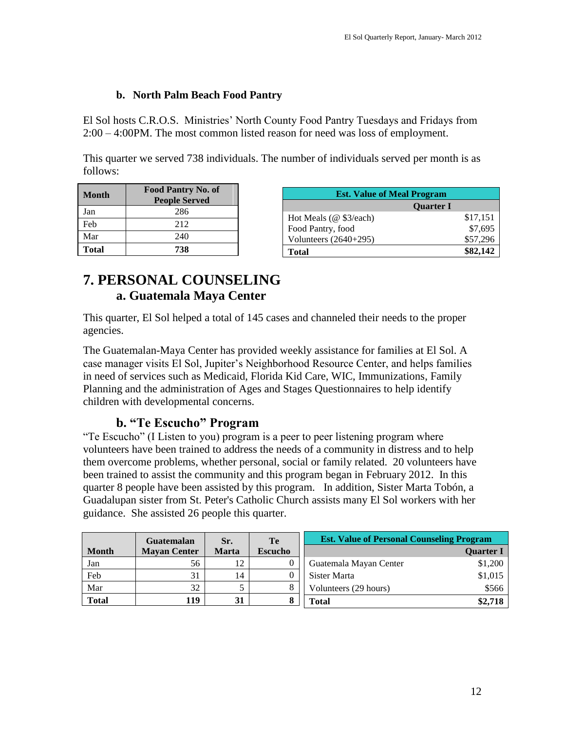### b. North Palm Beach Food Pantry

El Sol hosts C.R.O.S. Ministries' North County Food Pantry Tuesdays and Fridays from 2:00 – 4:00PM. The most common listed reason for need was loss of employment.

This quarter we served 738 individuals. The number of individuals served per month is as follows:

| Month | Food Pantry No. of People Served |
|---|---|
| Jan | 286 |
| Feb | 212 |
| Mar | 240 |
| **Total** | **738** |

| Est. Value of Meal Program | |
|---|---|
| | Quarter I |
| Hot Meals (@ $3/each) | $17,151 |
| Food Pantry, food | $7,695 |
| Volunteers (2640+295) | $57,296 |
| **Total** | **$82,142** |

# 7. PERSONAL COUNSELING

## a. Guatemala Maya Center

This quarter, El Sol helped a total of 145 cases and channeled their needs to the proper agencies.

The Guatemalan-Maya Center has provided weekly assistance for families at El Sol. A case manager visits El Sol, Jupiter's Neighborhood Resource Center, and helps families in need of services such as Medicaid, Florida Kid Care, WIC, Immunizations, Family Planning and the administration of Ages and Stages Questionnaires to help identify children with developmental concerns.

## b. "Te Escucho" Program

"Te Escucho" (I Listen to you) program is a peer to peer listening program where volunteers have been trained to address the needs of a community in distress and to help them overcome problems, whether personal, social or family related. 20 volunteers have been trained to assist the community and this program began in February 2012. In this quarter 8 people have been assisted by this program. In addition, Sister Marta Tobón, a Guadalupan sister from St. Peter's Catholic Church assists many El Sol workers with her guidance. She assisted 26 people this quarter.

| Month | Guatemalan Mayan Center | Sr. Marta | Te Escucho |
|---|---|---|---|
| Jan | 56 | 12 | 0 |
| Feb | 31 | 14 | 0 |
| Mar | 32 | 5 | 8 |
| **Total** | **119** | **31** | **8** |

| Est. Value of Personal Counseling Program | |
|---|---|
| | Quarter I |
| Guatemala Mayan Center | $1,200 |
| Sister Marta | $1,015 |
| Volunteers (29 hours) | $566 |
| **Total** | **$2,718** |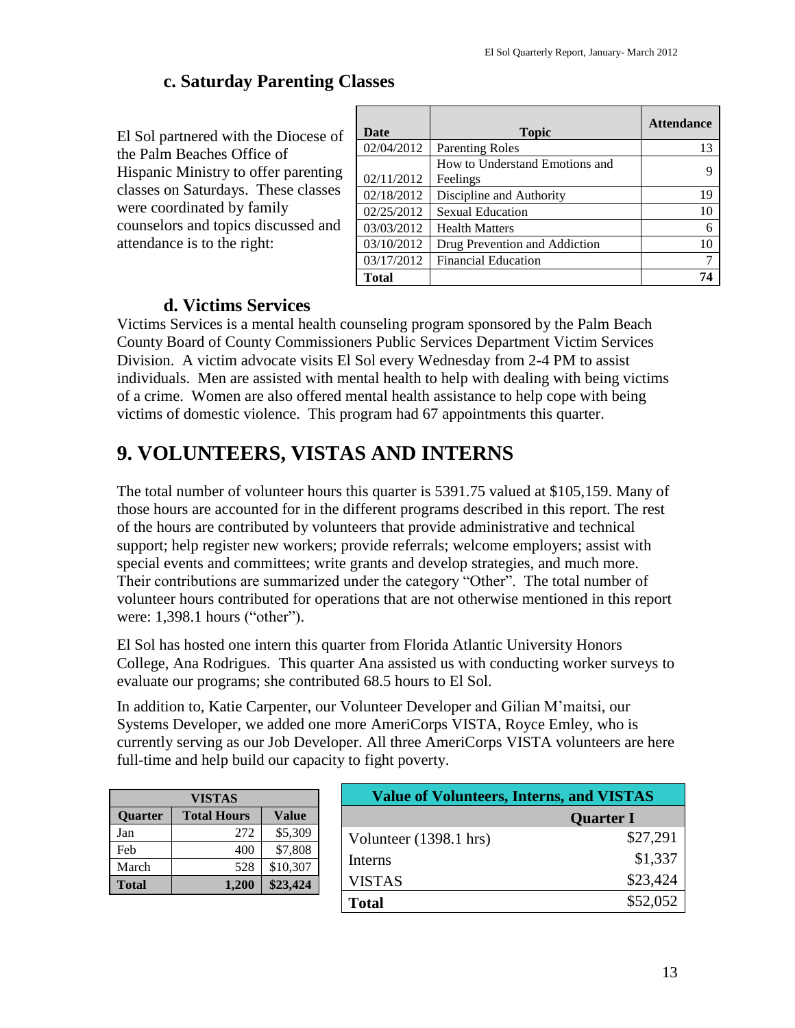### c. Saturday Parenting Classes

El Sol partnered with the Diocese of the Palm Beaches Office of Hispanic Ministry to offer parenting classes on Saturdays. These classes were coordinated by family counselors and topics discussed and attendance is to the right:

| Date | Topic | Attendance |
|---|---|---|
| 02/04/2012 | Parenting Roles | 13 |
| 02/11/2012 | How to Understand Emotions and Feelings | 9 |
| 02/18/2012 | Discipline and Authority | 19 |
| 02/25/2012 | Sexual Education | 10 |
| 03/03/2012 | Health Matters | 6 |
| 03/10/2012 | Drug Prevention and Addiction | 10 |
| 03/17/2012 | Financial Education | 7 |
| **Total** | | **74** |

### d. Victims Services

Victims Services is a mental health counseling program sponsored by the Palm Beach County Board of County Commissioners Public Services Department Victim Services Division. A victim advocate visits El Sol every Wednesday from 2-4 PM to assist individuals. Men are assisted with mental health to help with dealing with being victims of a crime. Women are also offered mental health assistance to help cope with being victims of domestic violence. This program had 67 appointments this quarter.

# 9. VOLUNTEERS, VISTAS AND INTERNS

The total number of volunteer hours this quarter is 5391.75 valued at $105,159. Many of those hours are accounted for in the different programs described in this report. The rest of the hours are contributed by volunteers that provide administrative and technical support; help register new workers; provide referrals; welcome employers; assist with special events and committees; write grants and develop strategies, and much more. Their contributions are summarized under the category "Other". The total number of volunteer hours contributed for operations that are not otherwise mentioned in this report were: 1,398.1 hours ("other").

El Sol has hosted one intern this quarter from Florida Atlantic University Honors College, Ana Rodrigues. This quarter Ana assisted us with conducting worker surveys to evaluate our programs; she contributed 68.5 hours to El Sol.

In addition to, Katie Carpenter, our Volunteer Developer and Gilian M'maitsi, our Systems Developer, we added one more AmeriCorps VISTA, Royce Emley, who is currently serving as our Job Developer. All three AmeriCorps VISTA volunteers are here full-time and help build our capacity to fight poverty.

| VISTAS | | |
|---|---|---|
| **Quarter** | **Total Hours** | **Value** |
| Jan | 272 | $5,309 |
| Feb | 400 | $7,808 |
| March | 528 | $10,307 |
| **Total** | **1,200** | **$23,424** |

| Value of Volunteers, Interns, and VISTAS | |
|---|---|
| | **Quarter I** |
| Volunteer (1398.1 hrs) | $27,291 |
| Interns | $1,337 |
| VISTAS | $23,424 |
| **Total** | $52,052 |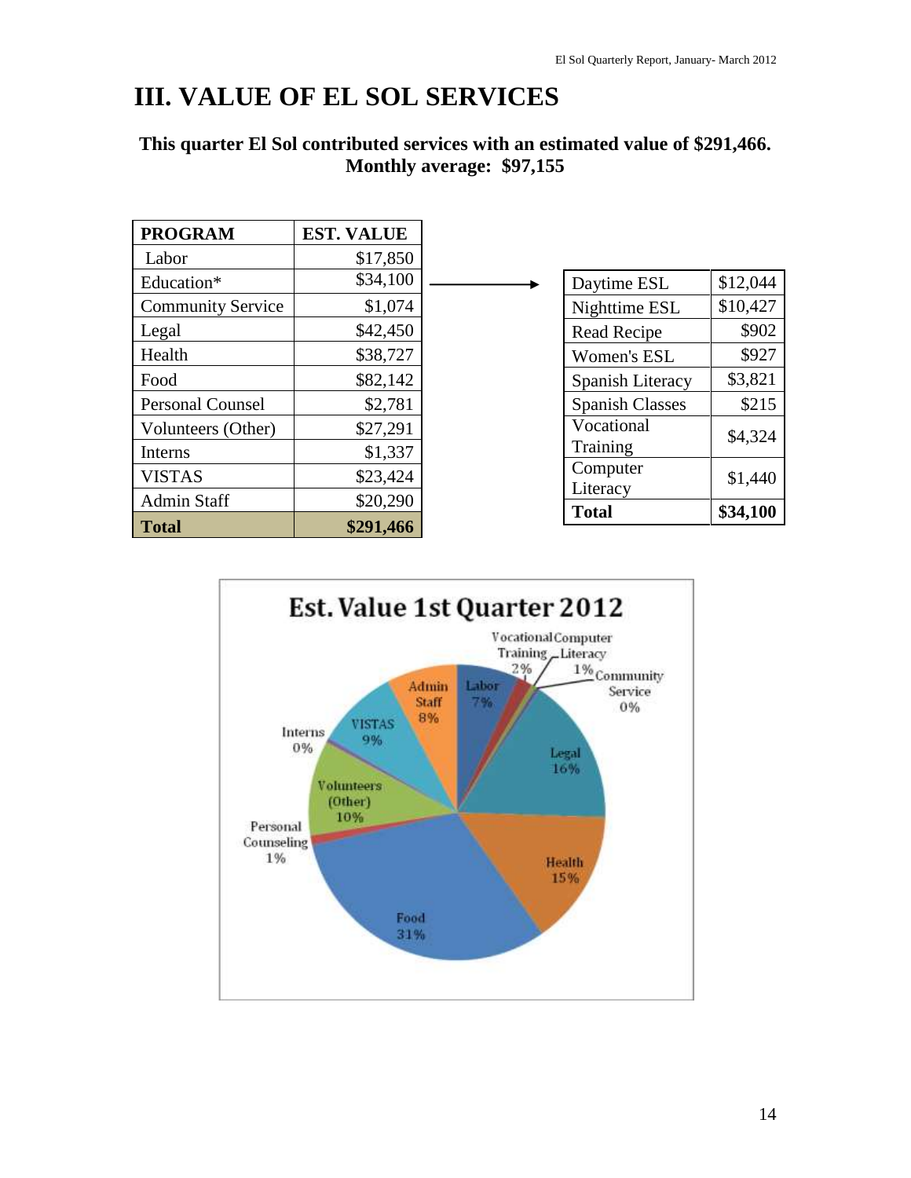# III. VALUE OF EL SOL SERVICES

**This quarter El Sol contributed services with an estimated value of $291,466.**
**Monthly average: $97,155**

| PROGRAM | EST. VALUE |
|---|---|
| Labor | $17,850 |
| Education* | $34,100 |
| Community Service | $1,074 |
| Legal | $42,450 |
| Health | $38,727 |
| Food | $82,142 |
| Personal Counsel | $2,781 |
| Volunteers (Other) | $27,291 |
| Interns | $1,337 |
| VISTAS | $23,424 |
| Admin Staff | $20,290 |
| **Total** | **$291,466** |

| | |
|---|---|
| Daytime ESL | $12,044 |
| Nighttime ESL | $10,427 |
| Read Recipe | $902 |
| Women's ESL | $927 |
| Spanish Literacy | $3,821 |
| Spanish Classes | $215 |
| Vocational Training | $4,324 |
| Computer Literacy | $1,440 |
| **Total** | **$34,100** |

Est. Value 1st Quarter 2012

Vocational Training 2%
Computer Literacy 1%
Community Service 0%
Labor 7%
Admin Staff 8%
VISTAS 9%
Interns 0%
Volunteers (Other) 10%
Personal Counseling 1%
Legal 16%
Health 15%
Food 31%